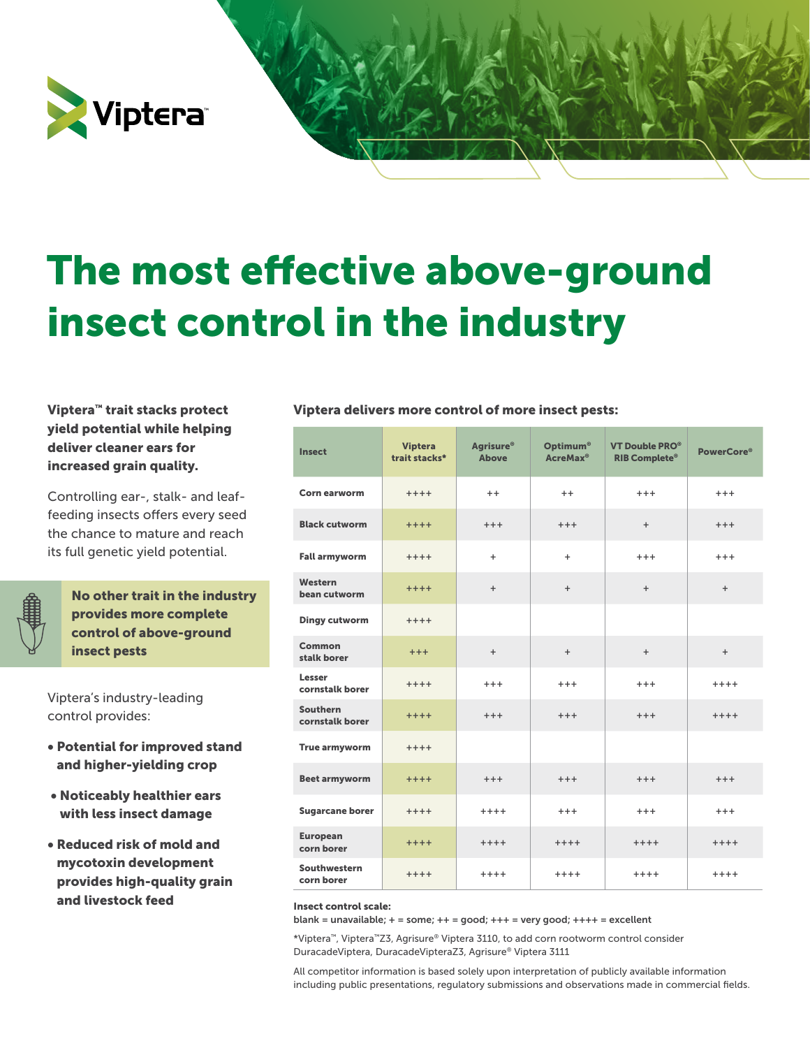Viptera™

# The most effective above-ground insect control in the industry

**Viptera™ trait stacks protect yield potential while helping deliver cleaner ears for increased grain quality.**

Controlling ear-, stalk- and leaf-feeding insects offers every seed the chance to mature and reach its full genetic yield potential.

**No other trait in the industry provides more complete control of above-ground insect pests**

Viptera's industry-leading control provides:

- **Potential for improved stand and higher-yielding crop**
- **Noticeably healthier ears with less insect damage**
- **Reduced risk of mold and mycotoxin development provides high-quality grain and livestock feed**

**Viptera delivers more control of more insect pests:**

| Insect | Viptera trait stacks* | Agrisure® Above | Optimum® AcreMax® | VT Double PRO® RIB Complete® | PowerCore® |
|---|---|---|---|---|---|
| Corn earworm | ++++ | ++ | ++ | +++ | +++ |
| Black cutworm | ++++ | +++ | +++ | + | +++ |
| Fall armyworm | ++++ | + | + | +++ | +++ |
| Western bean cutworm | ++++ | + | + | + | + |
| Dingy cutworm | ++++ | | | | |
| Common stalk borer | +++ | + | + | + | + |
| Lesser cornstalk borer | ++++ | +++ | +++ | +++ | ++++ |
| Southern cornstalk borer | ++++ | +++ | +++ | +++ | ++++ |
| True armyworm | ++++ | | | | |
| Beet armyworm | ++++ | +++ | +++ | +++ | +++ |
| Sugarcane borer | ++++ | ++++ | +++ | +++ | +++ |
| European corn borer | ++++ | ++++ | ++++ | ++++ | ++++ |
| Southwestern corn borer | ++++ | ++++ | ++++ | ++++ | ++++ |

**Insect control scale:**
**blank = unavailable; + = some; ++ = good; +++ = very good; ++++ = excellent**

*Viptera™, Viptera™Z3, Agrisure® Viptera 3110, to add corn rootworm control consider DuracadeViptera, DuracadeVipteraZ3, Agrisure® Viptera 3111

All competitor information is based solely upon interpretation of publicly available information including public presentations, regulatory submissions and observations made in commercial fields.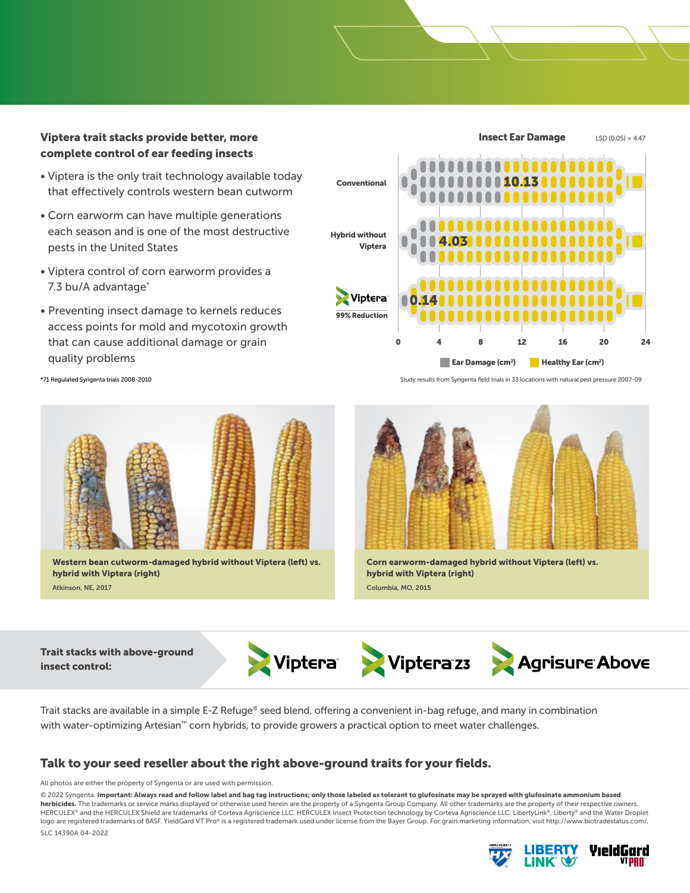**Viptera trait stacks provide better, more complete control of ear feeding insects**

- Viptera is the only trait technology available today that effectively controls western bean cutworm
- Corn earworm can have multiple generations each season and is one of the most destructive pests in the United States
- Viptera control of corn earworm provides a 7.3 bu/A advantage*
- Preventing insect damage to kernels reduces access points for mold and mycotoxin growth that can cause additional damage or grain quality problems

*71 Regulated Syngenta trials 2008-2010

Insect Ear Damage

LSD (0.05) = 4.47

Conventional

10.13

Hybrid without Viptera

4.03

Viptera

99% Reduction

0.14

0 4 8 12 16 20 24

Ear Damage (cm²) Healthy Ear (cm²)

Study results from Syngenta field trials in 33 locations with natural pest pressure 2007-09

**Western bean cutworm-damaged hybrid without Viptera (left) vs. hybrid with Viptera (right)**

Atkinson, NE, 2017

**Corn earworm-damaged hybrid without Viptera (left) vs. hybrid with Viptera (right)**

Columbia, MO, 2015

**Trait stacks with above-ground insect control:**

Viptera Viptera Z3 Agrisure Above

Trait stacks are available in a simple E-Z Refuge® seed blend, offering a convenient in-bag refuge, and many in combination with water-optimizing Artesian™ corn hybrids, to provide growers a practical option to meet water challenges.

## Talk to your seed reseller about the right above-ground traits for your fields.

All photos are either the property of Syngenta or are used with permission.

© 2022 Syngenta. **Important: Always read and follow label and bag tag instructions; only those labeled as tolerant to glufosinate may be sprayed with glufosinate ammonium based herbicides.** The trademarks or service marks displayed or otherwise used herein are the property of a Syngenta Group Company. All other trademarks are the property of their respective owners. HERCULEX® and the HERCULEX Shield are trademarks of Corteva Agriscience LLC. HERCULEX Insect Protection technology by Corteva Agriscience LLC. LibertyLink®, Liberty® and the Water Droplet logo are registered trademarks of BASF. YieldGard VT Pro® is a registered trademark used under license from the Bayer Group. For grain marketing information, visit http://www.biotradestatus.com/.

SLC 14390A 04-2022